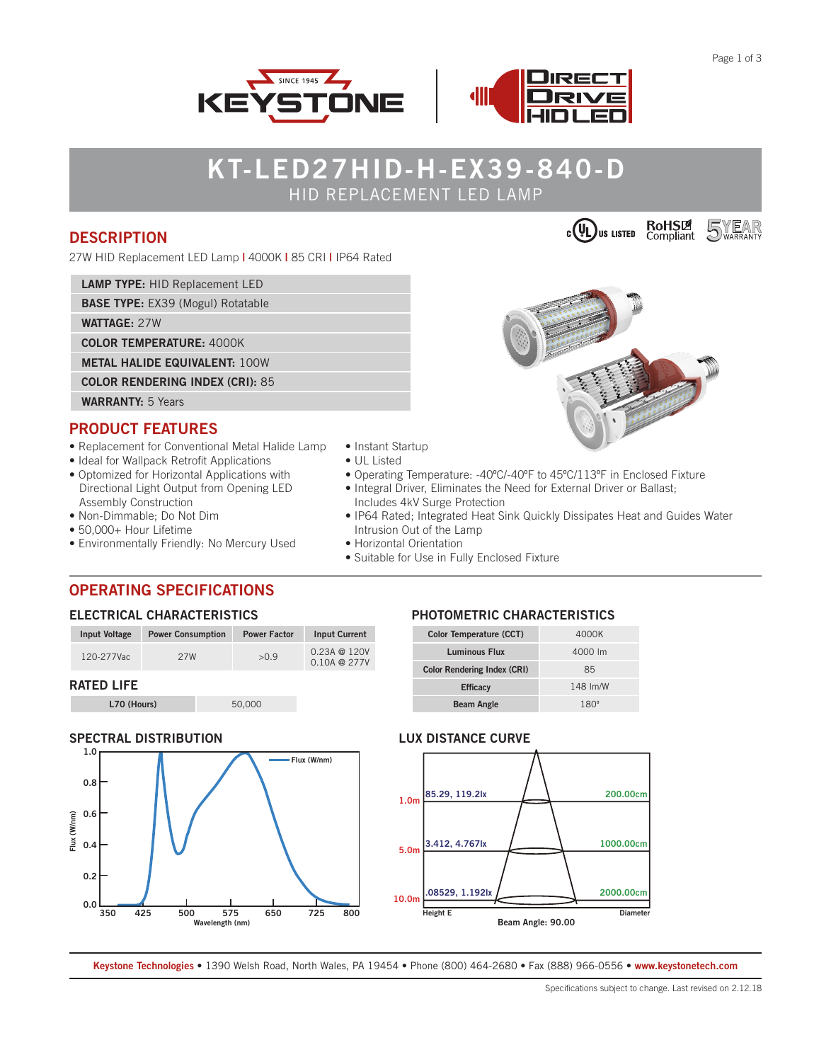# KT-LED27HID-H-EX39-840-D

## HID REPLACEMENT LED LAMP

## DESCRIPTION

27W HID Replacement LED Lamp | 4000K | 85 CRI | IP64 Rated

| | |
|---|---|
| **LAMP TYPE:** HID Replacement LED | |
| **BASE TYPE:** EX39 (Mogul) Rotatable | |
| **WATTAGE:** 27W | |
| **COLOR TEMPERATURE:** 4000K | |
| **METAL HALIDE EQUIVALENT:** 100W | |
| **COLOR RENDERING INDEX (CRI):** 85 | |
| **WARRANTY:** 5 Years | |

## PRODUCT FEATURES

- Replacement for Conventional Metal Halide Lamp
- Ideal for Wallpack Retrofit Applications
- Optomized for Horizontal Applications with Directional Light Output from Opening LED Assembly Construction
- Non-Dimmable; Do Not Dim
- 50,000+ Hour Lifetime
- Environmentally Friendly: No Mercury Used
- Instant Startup
- UL Listed
- Operating Temperature: -40°C/-40°F to 45°C/113°F in Enclosed Fixture
- Integral Driver, Eliminates the Need for External Driver or Ballast; Includes 4kV Surge Protection
- IP64 Rated; Integrated Heat Sink Quickly Dissipates Heat and Guides Water Intrusion Out of the Lamp
- Horizontal Orientation
- Suitable for Use in Fully Enclosed Fixture

## OPERATING SPECIFICATIONS

### ELECTRICAL CHARACTERISTICS

| Input Voltage | Power Consumption | Power Factor | Input Current |
|---|---|---|---|
| 120-277Vac | 27W | >0.9 | 0.23A @ 120V<br>0.10A @ 277V |

### RATED LIFE

| L70 (Hours) | 50,000 |
|---|---|

### PHOTOMETRIC CHARACTERISTICS

| Color Temperature (CCT) | 4000K |
|---|---|
| Luminous Flux | 4000 lm |
| Color Rendering Index (CRI) | 85 |
| Efficacy | 148 lm/W |
| Beam Angle | 180° |

### SPECTRAL DISTRIBUTION

### LUX DISTANCE CURVE

| Height | E | Diameter |
|---|---|---|
| 1.0m | 85.29, 119.2lx | 200.00cm |
| 5.0m | 3.412, 4.767lx | 1000.00cm |
| 10.0m | .08529, 1.192lx | 2000.00cm |

Beam Angle: 90.00

**Keystone Technologies** • 1390 Welsh Road, North Wales, PA 19454 • Phone (800) 464-2680 • Fax (888) 966-0556 • **www.keystonetech.com**

Specifications subject to change. Last revised on 2.12.18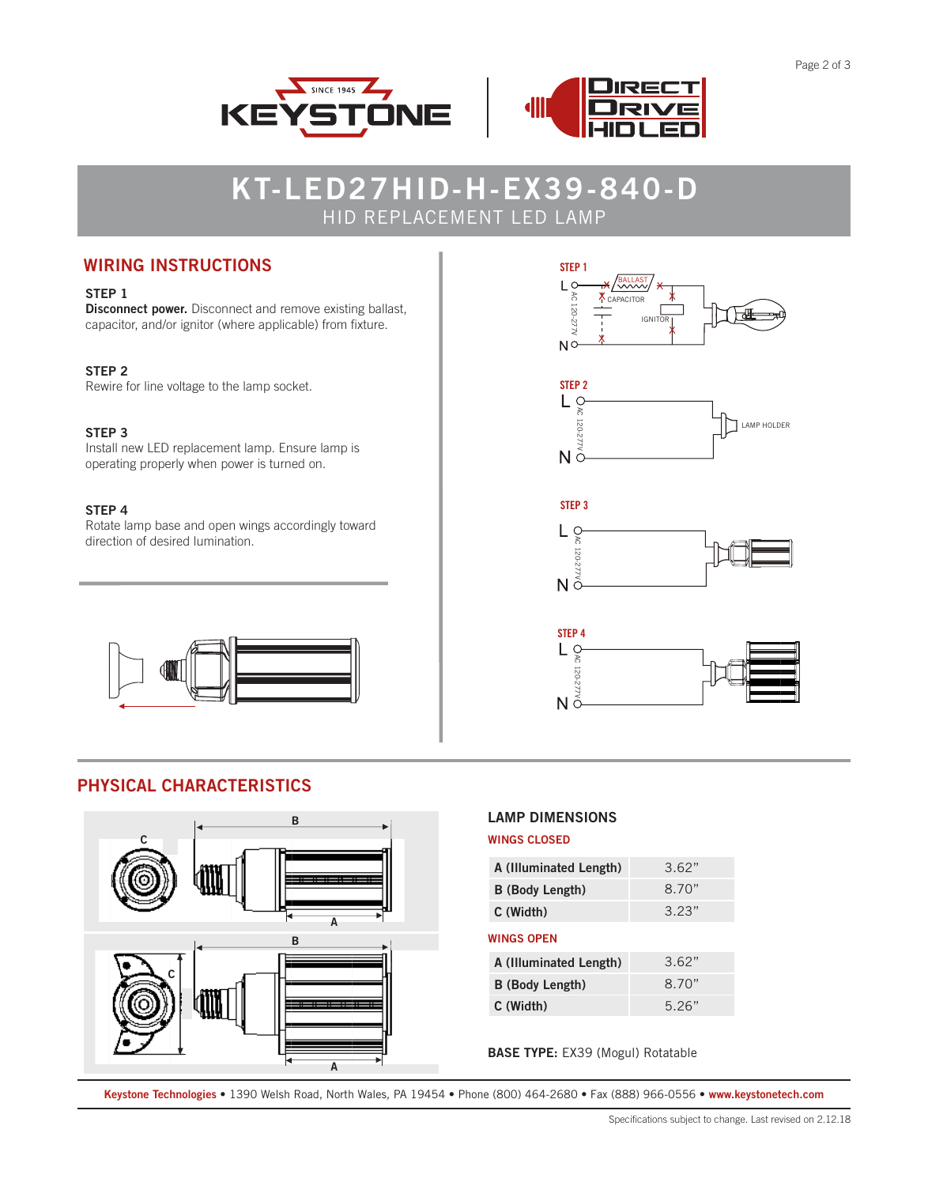# KT-LED27HID-H-EX39-840-D

HID REPLACEMENT LED LAMP

## WIRING INSTRUCTIONS

**STEP 1**
**Disconnect power.** Disconnect and remove existing ballast, capacitor, and/or ignitor (where applicable) from fixture.

**STEP 2**
Rewire for line voltage to the lamp socket.

**STEP 3**
Install new LED replacement lamp. Ensure lamp is operating properly when power is turned on.

**STEP 4**
Rotate lamp base and open wings accordingly toward direction of desired lumination.

## PHYSICAL CHARACTERISTICS

### LAMP DIMENSIONS

**WINGS CLOSED**

| | |
|---|---|
| A (Illuminated Length) | 3.62" |
| B (Body Length) | 8.70" |
| C (Width) | 3.23" |

**WINGS OPEN**

| | |
|---|---|
| A (Illuminated Length) | 3.62" |
| B (Body Length) | 8.70" |
| C (Width) | 5.26" |

**BASE TYPE:** EX39 (Mogul) Rotatable

Keystone Technologies • 1390 Welsh Road, North Wales, PA 19454 • Phone (800) 464-2680 • Fax (888) 966-0556 • www.keystonetech.com

Specifications subject to change. Last revised on 2.12.18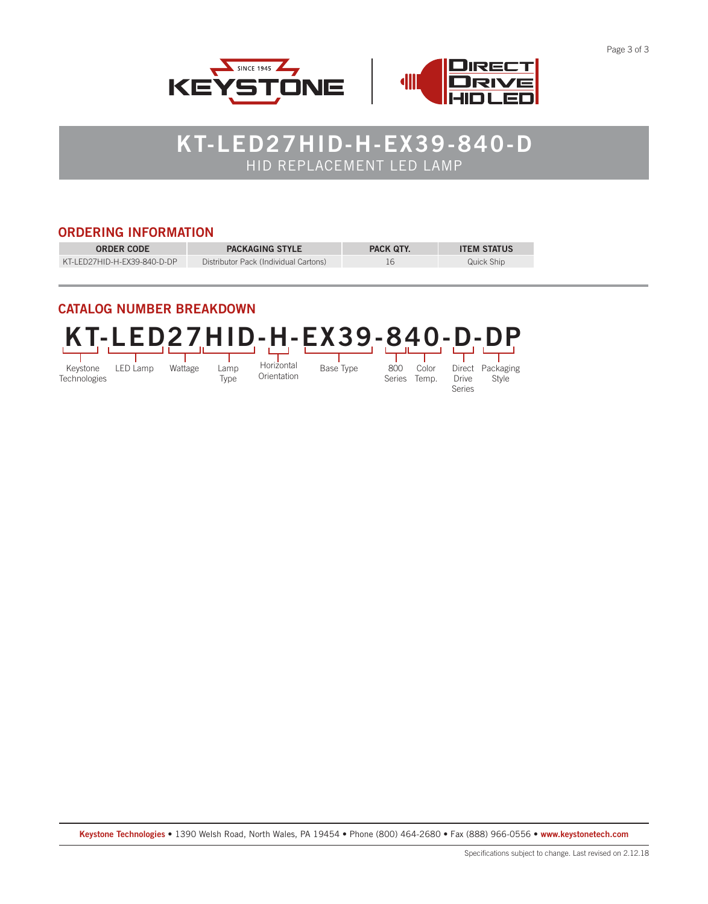# KT-LED27HID-H-EX39-840-D

HID REPLACEMENT LED LAMP

## ORDERING INFORMATION

| ORDER CODE | PACKAGING STYLE | PACK QTY. | ITEM STATUS |
|---|---|---|---|
| KT-LED27HID-H-EX39-840-D-DP | Distributor Pack (Individual Cartons) | 16 | Quick Ship |

## CATALOG NUMBER BREAKDOWN

**KT-LED27HID-H-EX39-840-D-DP**

- KT: Keystone Technologies
- LED: LED Lamp
- 27: Wattage
- HID: Lamp Type
- H: Horizontal Orientation
- EX39: Base Type
- 8: 800 Series
- 40: Color Temp.
- D: Direct Drive Series
- DP: Packaging Style

**Keystone Technologies** • 1390 Welsh Road, North Wales, PA 19454 • Phone (800) 464-2680 • Fax (888) 966-0556 • **www.keystonetech.com**

Specifications subject to change. Last revised on 2.12.18